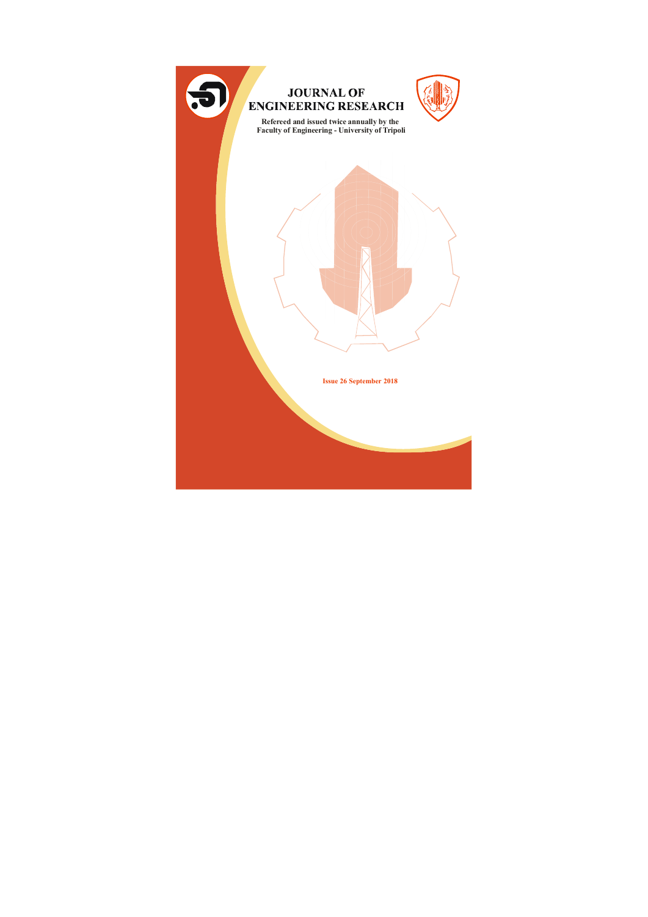# JOURNAL OF ENGINEERING RESEARCH

**Refereed and issued twice annually by the Faculty of Engineering - University of Tripoli**

**Issue 26 September 2018**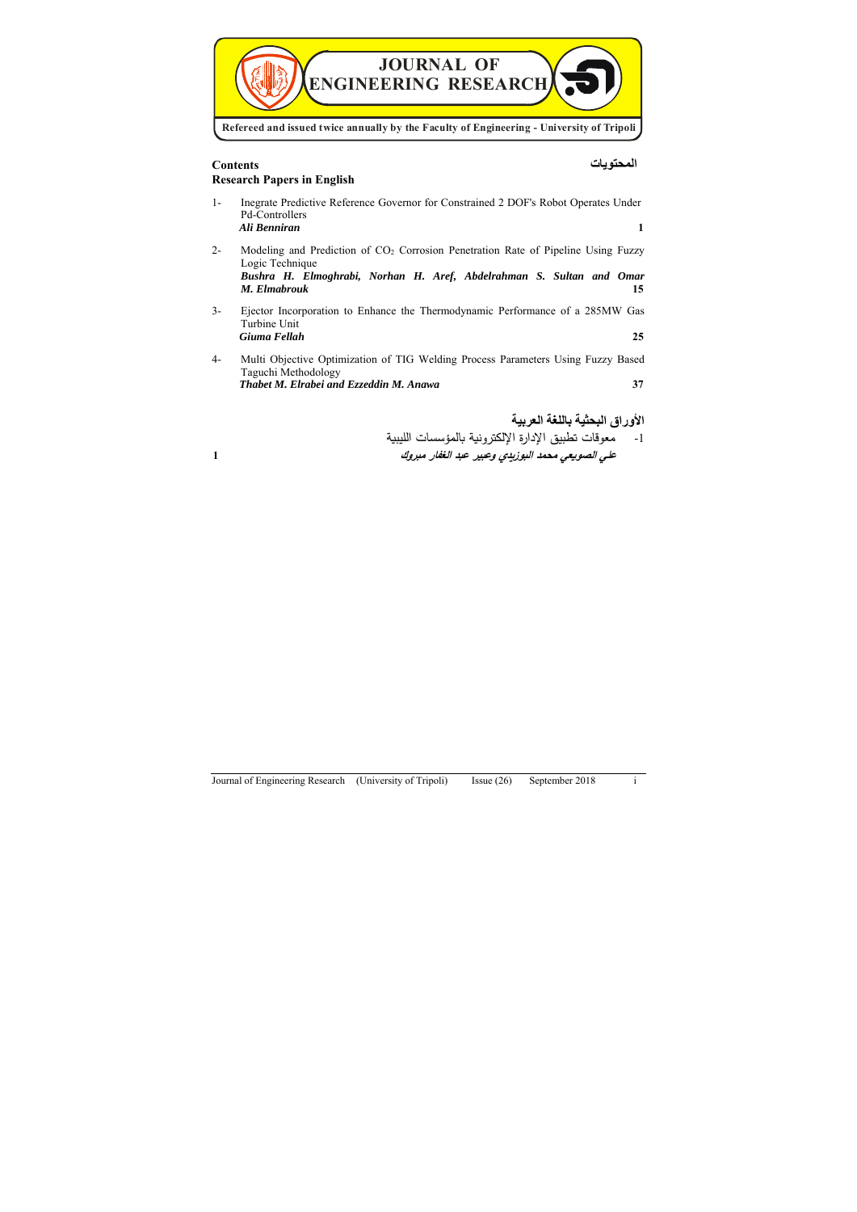# JOURNAL OF ENGINEERING RESEARCH

**Refereed and issued twice annually by the Faculty of Engineering - University of Tripoli**

## Contents

## المحتويات

### Research Papers in English

1- Inegrate Predictive Reference Governor for Constrained 2 DOF's Robot Operates Under Pd-Controllers
***Ali Benniran*** — **1**

2- Modeling and Prediction of $CO_2$ Corrosion Penetration Rate of Pipeline Using Fuzzy Logic Technique
***Bushra H. Elmoghrabi, Norhan H. Aref, Abdelrahman S. Sultan and Omar M. Elmabrouk*** — **15**

3- Ejector Incorporation to Enhance the Thermodynamic Performance of a 285MW Gas Turbine Unit
***Giuma Fellah*** — **25**

4- Multi Objective Optimization of TIG Welding Process Parameters Using Fuzzy Based Taguchi Methodology
***Thabet M. Elrabei and Ezzeddin M. Anawa*** — **37**

### الأوراق البحثية باللغة العربية

1- معوقات تطبيق الإدارة الإلكترونية بالمؤسسات الليبية
***علي الصويعي محمد البوزيدي وعبير عبد الغفار مبروك*** — **1**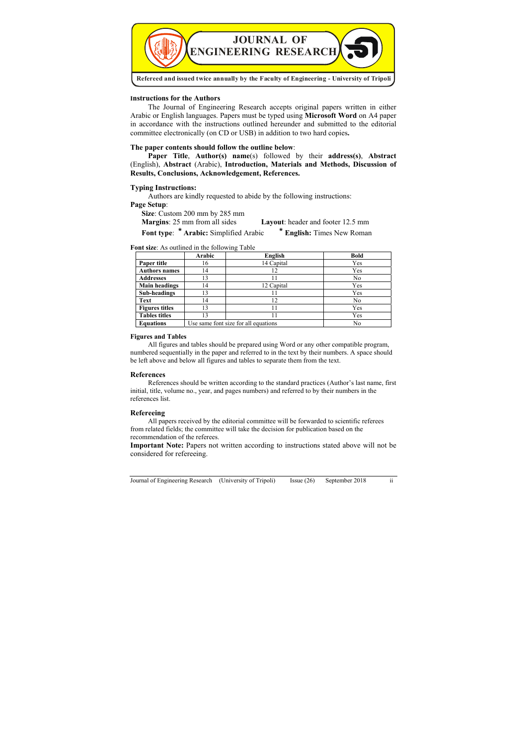# JOURNAL OF ENGINEERING RESEARCH

**Refereed and issued twice annually by the Faculty of Engineering - University of Tripoli**

## Instructions for the Authors

The Journal of Engineering Research accepts original papers written in either Arabic or English languages. Papers must be typed using **Microsoft Word** on A4 paper in accordance with the instructions outlined hereunder and submitted to the editorial committee electronically (on CD or USB) in addition to two hard copies**.**

### The paper contents should follow the outline below:

**Paper Title**, **Author(s) name**(s) followed by their **address(s)**, **Abstract** (English), **Abstract** (Arabic), **Introduction, Materials and Methods, Discussion of Results, Conclusions, Acknowledgement, References.**

### Typing Instructions:

Authors are kindly requested to abide by the following instructions:

**Page Setup**:

**Size**: Custom 200 mm by 285 mm

**Margins**: 25 mm from all sides  **Layout**: header and footer 12.5 mm

**Font type**: * **Arabic:** Simplified Arabic  * **English:** Times New Roman

**Font size**: As outlined in the following Table

| | Arabic | English | Bold |
|---|---|---|---|
| **Paper title** | 16 | 14 Capital | Yes |
| **Authors names** | 14 | 12 | Yes |
| **Addresses** | 13 | 11 | No |
| **Main headings** | 14 | 12 Capital | Yes |
| **Sub-headings** | 13 | 11 | Yes |
| **Text** | 14 | 12 | No |
| **Figures titles** | 13 | 11 | Yes |
| **Tables titles** | 13 | 11 | Yes |
| **Equations** | Use same font size for all equations | | No |

### Figures and Tables

All figures and tables should be prepared using Word or any other compatible program, numbered sequentially in the paper and referred to in the text by their numbers. A space should be left above and below all figures and tables to separate them from the text.

### References

References should be written according to the standard practices (Author's last name, first initial, title, volume no., year, and pages numbers) and referred to by their numbers in the references list.

### Refereeing

All papers received by the editorial committee will be forwarded to scientific referees from related fields; the committee will take the decision for publication based on the recommendation of the referees.

**Important Note:** Papers not written according to instructions stated above will not be considered for refereeing.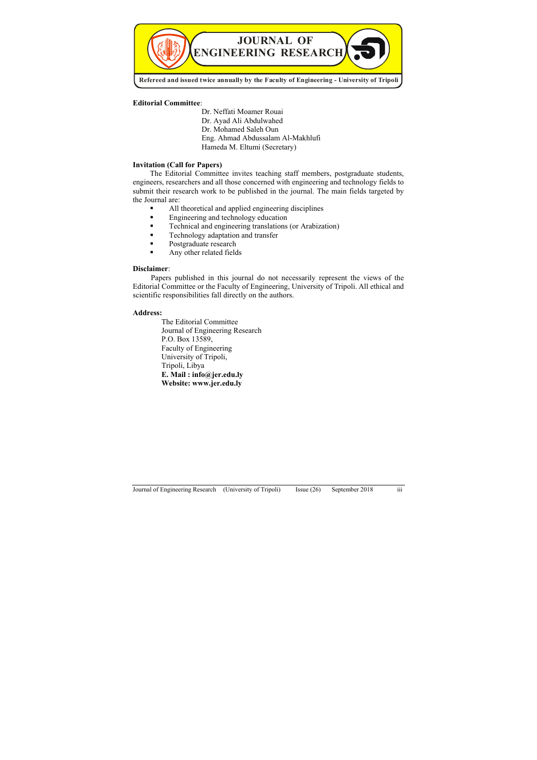# JOURNAL OF ENGINEERING RESEARCH

**Refereed and issued twice annually by the Faculty of Engineering - University of Tripoli**

**Editorial Committee**:

Dr. Neffati Moamer Rouai
Dr. Ayad Ali Abdulwahed
Dr. Mohamed Saleh Oun
Eng. Ahmad Abdussalam Al-Makhlufi
Hameda M. Eltumi (Secretary)

**Invitation (Call for Papers)**

The Editorial Committee invites teaching staff members, postgraduate students, engineers, researchers and all those concerned with engineering and technology fields to submit their research work to be published in the journal. The main fields targeted by the Journal are:

- All theoretical and applied engineering disciplines
- Engineering and technology education
- Technical and engineering translations (or Arabization)
- Technology adaptation and transfer
- Postgraduate research
- Any other related fields

**Disclaimer**:

Papers published in this journal do not necessarily represent the views of the Editorial Committee or the Faculty of Engineering, University of Tripoli. All ethical and scientific responsibilities fall directly on the authors.

**Address:**

The Editorial Committee
Journal of Engineering Research
P.O. Box 13589,
Faculty of Engineering
University of Tripoli,
Tripoli, Libya
**E. Mail : info@jer.edu.ly**
**Website: www.jer.edu.ly**